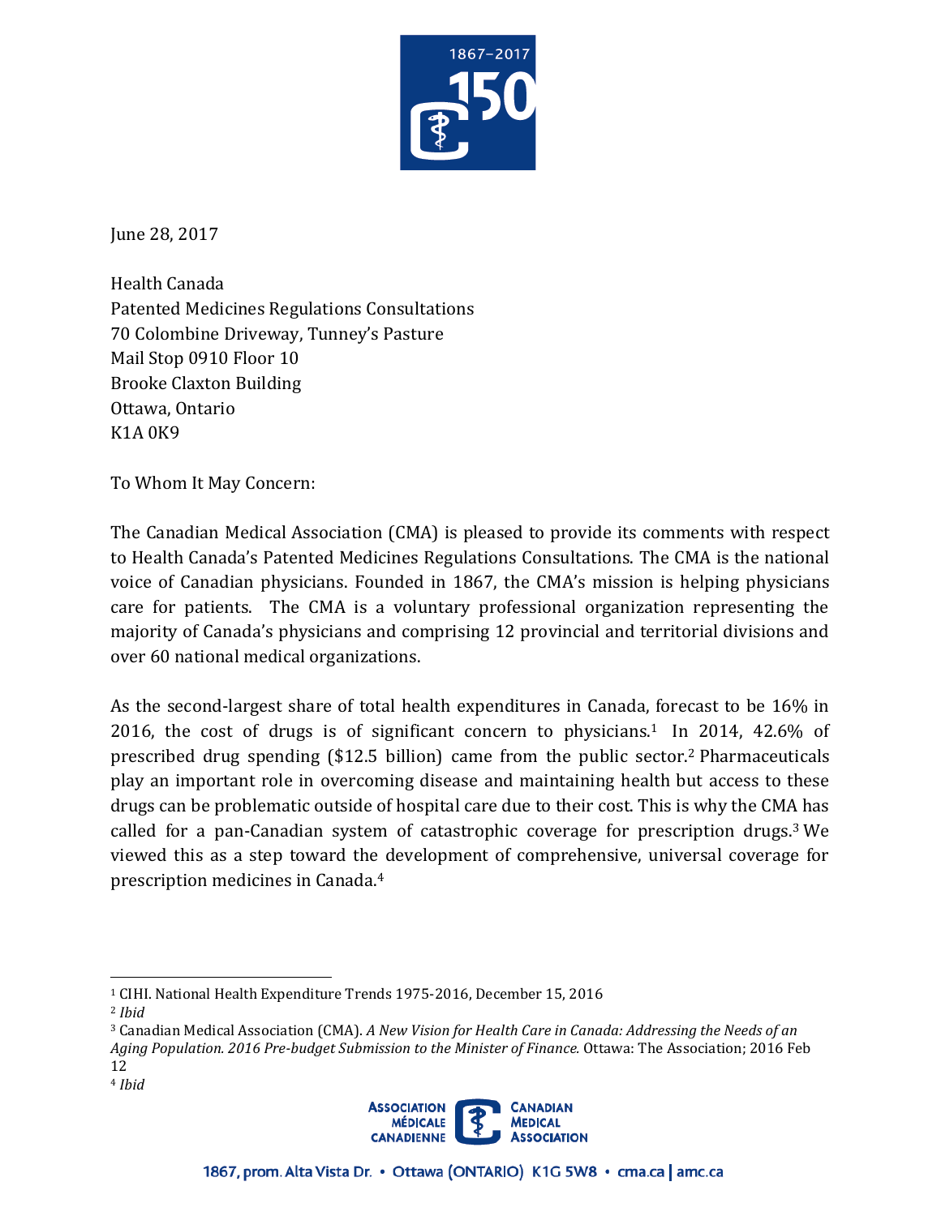June 28, 2017

Health Canada  
Patented Medicines Regulations Consultations  
70 Colombine Driveway, Tunney's Pasture  
Mail Stop 0910 Floor 10  
Brooke Claxton Building  
Ottawa, Ontario  
K1A 0K9

To Whom It May Concern:

The Canadian Medical Association (CMA) is pleased to provide its comments with respect to Health Canada's Patented Medicines Regulations Consultations. The CMA is the national voice of Canadian physicians. Founded in 1867, the CMA's mission is helping physicians care for patients. The CMA is a voluntary professional organization representing the majority of Canada's physicians and comprising 12 provincial and territorial divisions and over 60 national medical organizations.

As the second-largest share of total health expenditures in Canada, forecast to be 16% in 2016, the cost of drugs is of significant concern to physicians.[1] In 2014, 42.6% of prescribed drug spending ($12.5 billion) came from the public sector.[2] Pharmaceuticals play an important role in overcoming disease and maintaining health but access to these drugs can be problematic outside of hospital care due to their cost. This is why the CMA has called for a pan-Canadian system of catastrophic coverage for prescription drugs.[3] We viewed this as a step toward the development of comprehensive, universal coverage for prescription medicines in Canada.[4]

---

[1] CIHI. National Health Expenditure Trends 1975-2016, December 15, 2016

[2] *Ibid*

[3] Canadian Medical Association (CMA). *A New Vision for Health Care in Canada: Addressing the Needs of an Aging Population. 2016 Pre-budget Submission to the Minister of Finance.* Ottawa: The Association; 2016 Feb 12

[4] *Ibid*

ASSOCIATION MÉDICALE CANADIENNE | CANADIAN MEDICAL ASSOCIATION

1867, prom. Alta Vista Dr. • Ottawa (ONTARIO) K1G 5W8 • cma.ca | amc.ca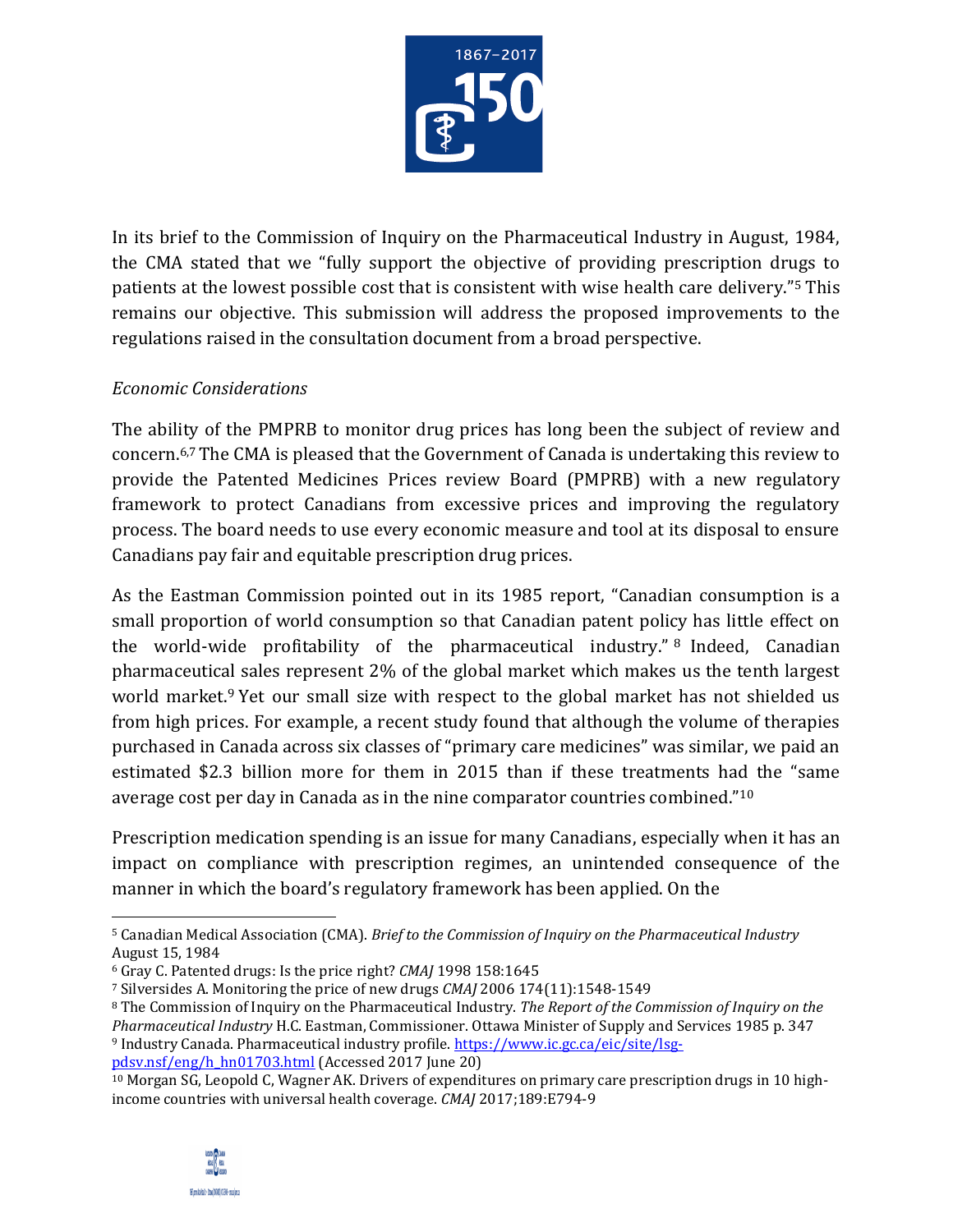In its brief to the Commission of Inquiry on the Pharmaceutical Industry in August, 1984, the CMA stated that we "fully support the objective of providing prescription drugs to patients at the lowest possible cost that is consistent with wise health care delivery."[5] This remains our objective. This submission will address the proposed improvements to the regulations raised in the consultation document from a broad perspective.

*Economic Considerations*

The ability of the PMPRB to monitor drug prices has long been the subject of review and concern.[6,7] The CMA is pleased that the Government of Canada is undertaking this review to provide the Patented Medicines Prices review Board (PMPRB) with a new regulatory framework to protect Canadians from excessive prices and improving the regulatory process. The board needs to use every economic measure and tool at its disposal to ensure Canadians pay fair and equitable prescription drug prices.

As the Eastman Commission pointed out in its 1985 report, "Canadian consumption is a small proportion of world consumption so that Canadian patent policy has little effect on the world-wide profitability of the pharmaceutical industry."[8] Indeed, Canadian pharmaceutical sales represent 2% of the global market which makes us the tenth largest world market.[9] Yet our small size with respect to the global market has not shielded us from high prices. For example, a recent study found that although the volume of therapies purchased in Canada across six classes of "primary care medicines" was similar, we paid an estimated $2.3 billion more for them in 2015 than if these treatments had the "same average cost per day in Canada as in the nine comparator countries combined."[10]

Prescription medication spending is an issue for many Canadians, especially when it has an impact on compliance with prescription regimes, an unintended consequence of the manner in which the board's regulatory framework has been applied. On the

---

[5] Canadian Medical Association (CMA). *Brief to the Commission of Inquiry on the Pharmaceutical Industry* August 15, 1984

[6] Gray C. Patented drugs: Is the price right? *CMAJ* 1998 158:1645

[7] Silversides A. Monitoring the price of new drugs *CMAJ* 2006 174(11):1548-1549

[8] The Commission of Inquiry on the Pharmaceutical Industry. *The Report of the Commission of Inquiry on the Pharmaceutical Industry* H.C. Eastman, Commissioner. Ottawa Minister of Supply and Services 1985 p. 347

[9] Industry Canada. Pharmaceutical industry profile. https://www.ic.gc.ca/eic/site/lsg-pdsv.nsf/eng/h_hn01703.html (Accessed 2017 June 20)

[10] Morgan SG, Leopold C, Wagner AK. Drivers of expenditures on primary care prescription drugs in 10 high-income countries with universal health coverage. *CMAJ* 2017;189:E794-9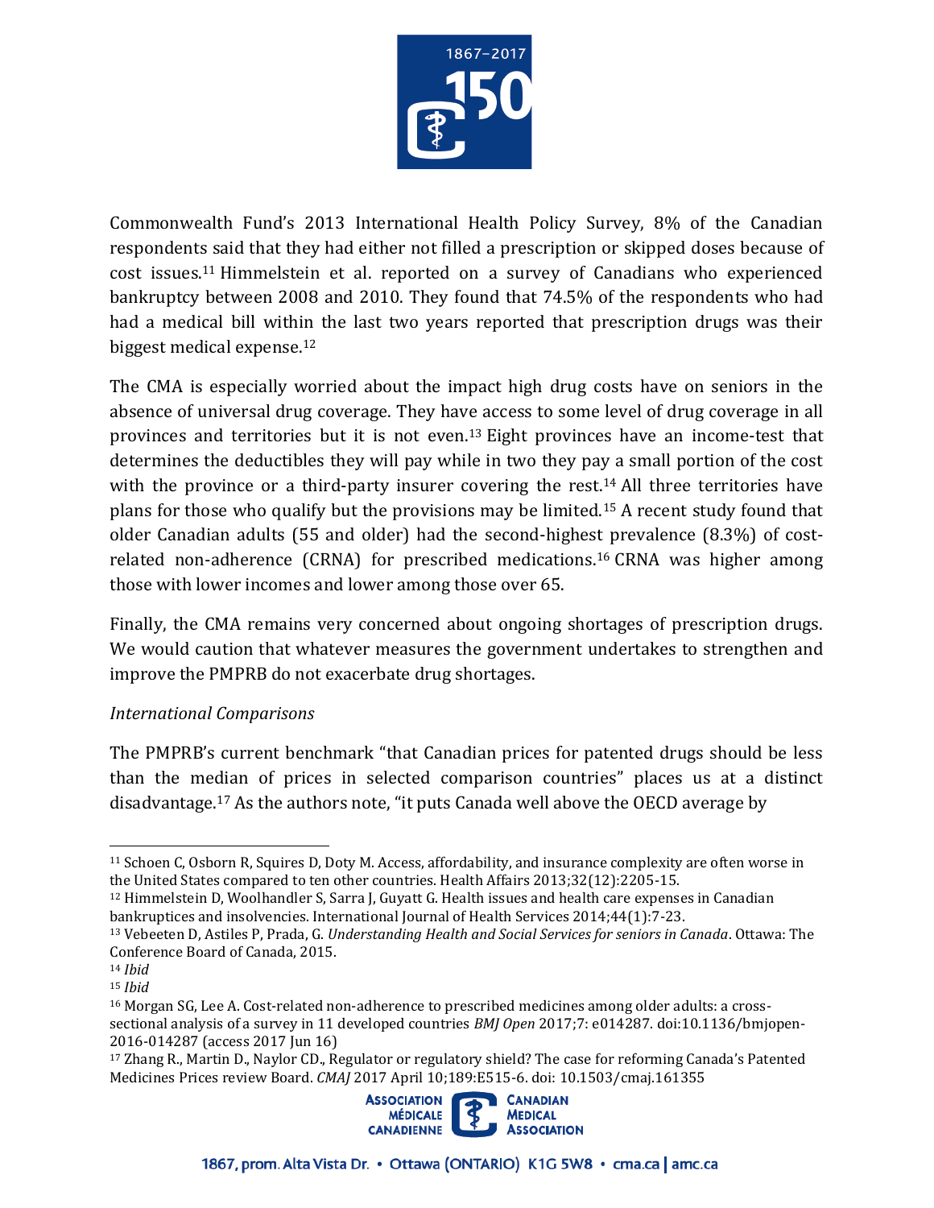Commonwealth Fund's 2013 International Health Policy Survey, 8% of the Canadian respondents said that they had either not filled a prescription or skipped doses because of cost issues.[11] Himmelstein et al. reported on a survey of Canadians who experienced bankruptcy between 2008 and 2010. They found that 74.5% of the respondents who had had a medical bill within the last two years reported that prescription drugs was their biggest medical expense.[12]

The CMA is especially worried about the impact high drug costs have on seniors in the absence of universal drug coverage. They have access to some level of drug coverage in all provinces and territories but it is not even.[13] Eight provinces have an income-test that determines the deductibles they will pay while in two they pay a small portion of the cost with the province or a third-party insurer covering the rest.[14] All three territories have plans for those who qualify but the provisions may be limited.[15] A recent study found that older Canadian adults (55 and older) had the second-highest prevalence (8.3%) of cost-related non-adherence (CRNA) for prescribed medications.[16] CRNA was higher among those with lower incomes and lower among those over 65.

Finally, the CMA remains very concerned about ongoing shortages of prescription drugs. We would caution that whatever measures the government undertakes to strengthen and improve the PMPRB do not exacerbate drug shortages.

*International Comparisons*

The PMPRB's current benchmark "that Canadian prices for patented drugs should be less than the median of prices in selected comparison countries" places us at a distinct disadvantage.[17] As the authors note, "it puts Canada well above the OECD average by

---

[11] Schoen C, Osborn R, Squires D, Doty M. Access, affordability, and insurance complexity are often worse in the United States compared to ten other countries. Health Affairs 2013;32(12):2205-15.

[12] Himmelstein D, Woolhandler S, Sarra J, Guyatt G. Health issues and health care expenses in Canadian bankruptices and insolvencies. International Journal of Health Services 2014;44(1):7-23.

[13] Vebeeten D, Astiles P, Prada, G. *Understanding Health and Social Services for seniors in Canada*. Ottawa: The Conference Board of Canada, 2015.

[14] *Ibid*

[15] *Ibid*

[16] Morgan SG, Lee A. Cost-related non-adherence to prescribed medicines among older adults: a cross-sectional analysis of a survey in 11 developed countries *BMJ Open* 2017;7: e014287. doi:10.1136/bmjopen-2016-014287 (access 2017 Jun 16)

[17] Zhang R., Martin D., Naylor CD., Regulator or regulatory shield? The case for reforming Canada's Patented Medicines Prices review Board. *CMAJ* 2017 April 10;189:E515-6. doi: 10.1503/cmaj.161355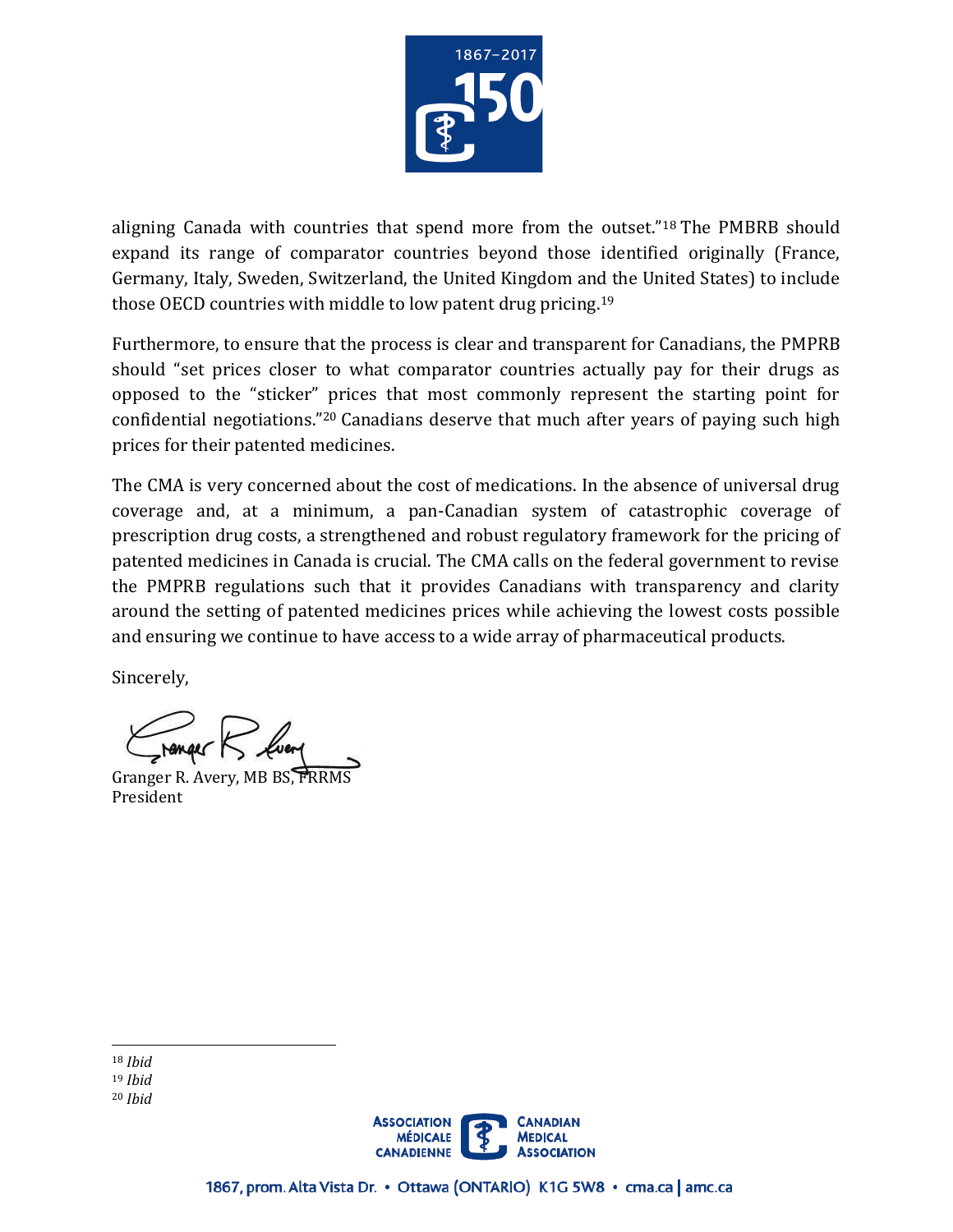aligning Canada with countries that spend more from the outset."[18] The PMBRB should expand its range of comparator countries beyond those identified originally (France, Germany, Italy, Sweden, Switzerland, the United Kingdom and the United States) to include those OECD countries with middle to low patent drug pricing.[19]

Furthermore, to ensure that the process is clear and transparent for Canadians, the PMPRB should "set prices closer to what comparator countries actually pay for their drugs as opposed to the "sticker" prices that most commonly represent the starting point for confidential negotiations."[20] Canadians deserve that much after years of paying such high prices for their patented medicines.

The CMA is very concerned about the cost of medications. In the absence of universal drug coverage and, at a minimum, a pan-Canadian system of catastrophic coverage of prescription drug costs, a strengthened and robust regulatory framework for the pricing of patented medicines in Canada is crucial. The CMA calls on the federal government to revise the PMPRB regulations such that it provides Canadians with transparency and clarity around the setting of patented medicines prices while achieving the lowest costs possible and ensuring we continue to have access to a wide array of pharmaceutical products.

Sincerely,

Granger R. Avery, MB BS, FRRMS
President

[18] *Ibid*
[19] *Ibid*
[20] *Ibid*